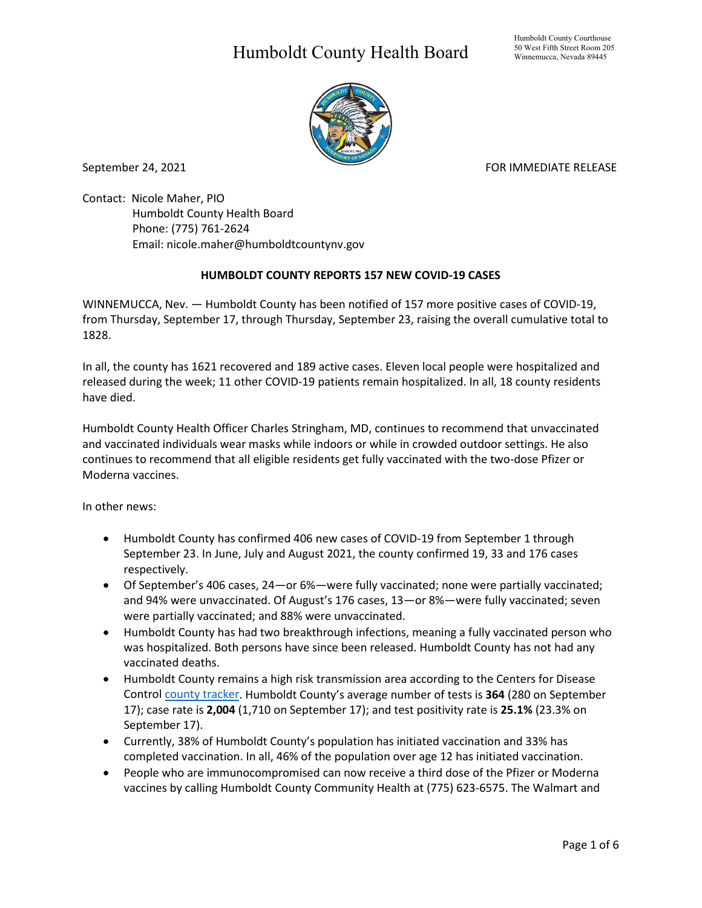# Humboldt County Health Board

Humboldt County Courthouse
50 West Fifth Street Room 205
Winnemucca, Nevada 89445

September 24, 2021

FOR IMMEDIATE RELEASE

Contact: Nicole Maher, PIO
Humboldt County Health Board
Phone: (775) 761-2624
Email: nicole.maher@humboldtcountynv.gov

**HUMBOLDT COUNTY REPORTS 157 NEW COVID-19 CASES**

WINNEMUCCA, Nev. — Humboldt County has been notified of 157 more positive cases of COVID-19, from Thursday, September 17, through Thursday, September 23, raising the overall cumulative total to 1828.

In all, the county has 1621 recovered and 189 active cases. Eleven local people were hospitalized and released during the week; 11 other COVID-19 patients remain hospitalized. In all, 18 county residents have died.

Humboldt County Health Officer Charles Stringham, MD, continues to recommend that unvaccinated and vaccinated individuals wear masks while indoors or while in crowded outdoor settings. He also continues to recommend that all eligible residents get fully vaccinated with the two-dose Pfizer or Moderna vaccines.

In other news:

- Humboldt County has confirmed 406 new cases of COVID-19 from September 1 through September 23. In June, July and August 2021, the county confirmed 19, 33 and 176 cases respectively.
- Of September's 406 cases, 24—or 6%—were fully vaccinated; none were partially vaccinated; and 94% were unvaccinated. Of August's 176 cases, 13—or 8%—were fully vaccinated; seven were partially vaccinated; and 88% were unvaccinated.
- Humboldt County has had two breakthrough infections, meaning a fully vaccinated person who was hospitalized. Both persons have since been released. Humboldt County has not had any vaccinated deaths.
- Humboldt County remains a high risk transmission area according to the Centers for Disease Control county tracker. Humboldt County's average number of tests is **364** (280 on September 17); case rate is **2,004** (1,710 on September 17); and test positivity rate is **25.1%** (23.3% on September 17).
- Currently, 38% of Humboldt County's population has initiated vaccination and 33% has completed vaccination. In all, 46% of the population over age 12 has initiated vaccination.
- People who are immunocompromised can now receive a third dose of the Pfizer or Moderna vaccines by calling Humboldt County Community Health at (775) 623-6575. The Walmart and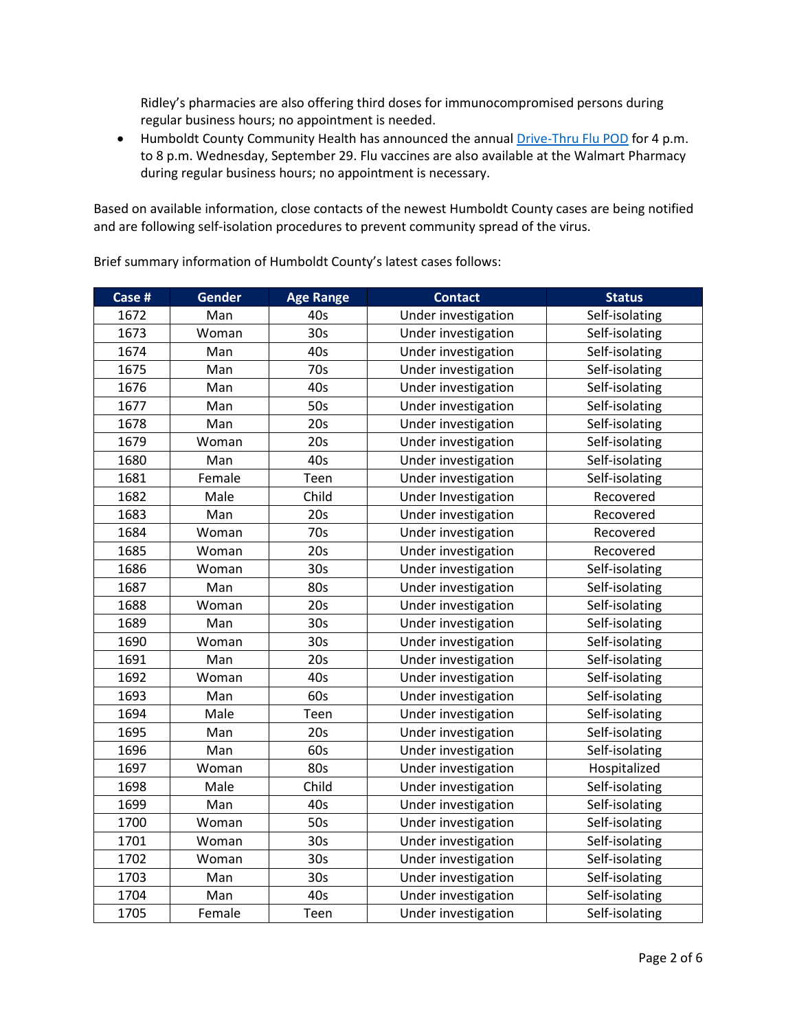Ridley's pharmacies are also offering third doses for immunocompromised persons during regular business hours; no appointment is needed.

- Humboldt County Community Health has announced the annual [Drive-Thru Flu POD]() for 4 p.m. to 8 p.m. Wednesday, September 29. Flu vaccines are also available at the Walmart Pharmacy during regular business hours; no appointment is necessary.

Based on available information, close contacts of the newest Humboldt County cases are being notified and are following self-isolation procedures to prevent community spread of the virus.

Brief summary information of Humboldt County's latest cases follows:

| Case # | Gender | Age Range | Contact | Status |
|---|---|---|---|---|
| 1672 | Man | 40s | Under investigation | Self-isolating |
| 1673 | Woman | 30s | Under investigation | Self-isolating |
| 1674 | Man | 40s | Under investigation | Self-isolating |
| 1675 | Man | 70s | Under investigation | Self-isolating |
| 1676 | Man | 40s | Under investigation | Self-isolating |
| 1677 | Man | 50s | Under investigation | Self-isolating |
| 1678 | Man | 20s | Under investigation | Self-isolating |
| 1679 | Woman | 20s | Under investigation | Self-isolating |
| 1680 | Man | 40s | Under investigation | Self-isolating |
| 1681 | Female | Teen | Under investigation | Self-isolating |
| 1682 | Male | Child | Under Investigation | Recovered |
| 1683 | Man | 20s | Under investigation | Recovered |
| 1684 | Woman | 70s | Under investigation | Recovered |
| 1685 | Woman | 20s | Under investigation | Recovered |
| 1686 | Woman | 30s | Under investigation | Self-isolating |
| 1687 | Man | 80s | Under investigation | Self-isolating |
| 1688 | Woman | 20s | Under investigation | Self-isolating |
| 1689 | Man | 30s | Under investigation | Self-isolating |
| 1690 | Woman | 30s | Under investigation | Self-isolating |
| 1691 | Man | 20s | Under investigation | Self-isolating |
| 1692 | Woman | 40s | Under investigation | Self-isolating |
| 1693 | Man | 60s | Under investigation | Self-isolating |
| 1694 | Male | Teen | Under investigation | Self-isolating |
| 1695 | Man | 20s | Under investigation | Self-isolating |
| 1696 | Man | 60s | Under investigation | Self-isolating |
| 1697 | Woman | 80s | Under investigation | Hospitalized |
| 1698 | Male | Child | Under investigation | Self-isolating |
| 1699 | Man | 40s | Under investigation | Self-isolating |
| 1700 | Woman | 50s | Under investigation | Self-isolating |
| 1701 | Woman | 30s | Under investigation | Self-isolating |
| 1702 | Woman | 30s | Under investigation | Self-isolating |
| 1703 | Man | 30s | Under investigation | Self-isolating |
| 1704 | Man | 40s | Under investigation | Self-isolating |
| 1705 | Female | Teen | Under investigation | Self-isolating |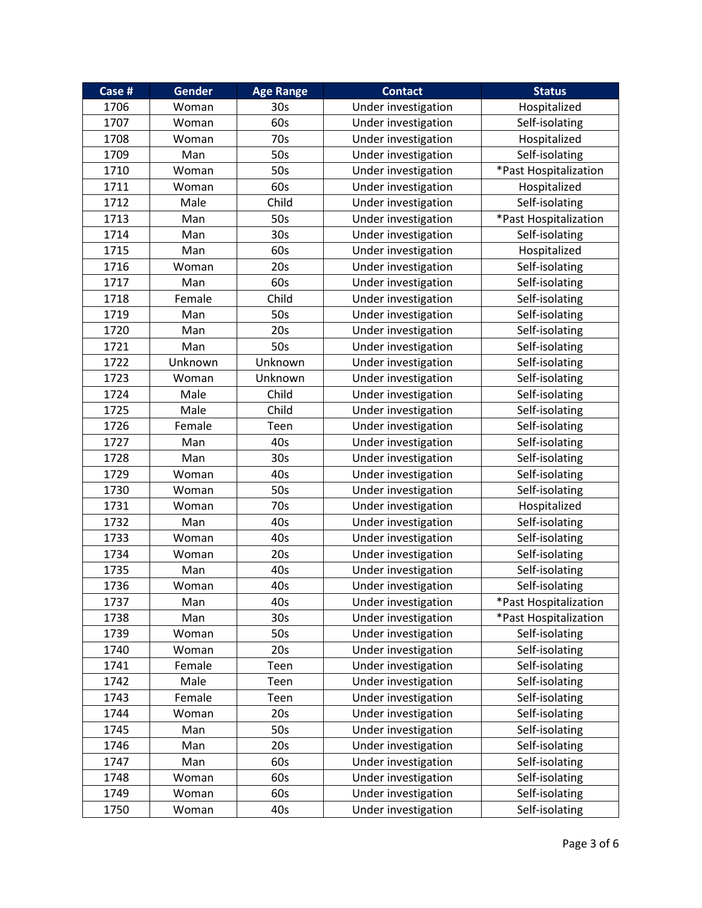| Case # | Gender | Age Range | Contact | Status |
| --- | --- | --- | --- | --- |
| 1706 | Woman | 30s | Under investigation | Hospitalized |
| 1707 | Woman | 60s | Under investigation | Self-isolating |
| 1708 | Woman | 70s | Under investigation | Hospitalized |
| 1709 | Man | 50s | Under investigation | Self-isolating |
| 1710 | Woman | 50s | Under investigation | *Past Hospitalization |
| 1711 | Woman | 60s | Under investigation | Hospitalized |
| 1712 | Male | Child | Under investigation | Self-isolating |
| 1713 | Man | 50s | Under investigation | *Past Hospitalization |
| 1714 | Man | 30s | Under investigation | Self-isolating |
| 1715 | Man | 60s | Under investigation | Hospitalized |
| 1716 | Woman | 20s | Under investigation | Self-isolating |
| 1717 | Man | 60s | Under investigation | Self-isolating |
| 1718 | Female | Child | Under investigation | Self-isolating |
| 1719 | Man | 50s | Under investigation | Self-isolating |
| 1720 | Man | 20s | Under investigation | Self-isolating |
| 1721 | Man | 50s | Under investigation | Self-isolating |
| 1722 | Unknown | Unknown | Under investigation | Self-isolating |
| 1723 | Woman | Unknown | Under investigation | Self-isolating |
| 1724 | Male | Child | Under investigation | Self-isolating |
| 1725 | Male | Child | Under investigation | Self-isolating |
| 1726 | Female | Teen | Under investigation | Self-isolating |
| 1727 | Man | 40s | Under investigation | Self-isolating |
| 1728 | Man | 30s | Under investigation | Self-isolating |
| 1729 | Woman | 40s | Under investigation | Self-isolating |
| 1730 | Woman | 50s | Under investigation | Self-isolating |
| 1731 | Woman | 70s | Under investigation | Hospitalized |
| 1732 | Man | 40s | Under investigation | Self-isolating |
| 1733 | Woman | 40s | Under investigation | Self-isolating |
| 1734 | Woman | 20s | Under investigation | Self-isolating |
| 1735 | Man | 40s | Under investigation | Self-isolating |
| 1736 | Woman | 40s | Under investigation | Self-isolating |
| 1737 | Man | 40s | Under investigation | *Past Hospitalization |
| 1738 | Man | 30s | Under investigation | *Past Hospitalization |
| 1739 | Woman | 50s | Under investigation | Self-isolating |
| 1740 | Woman | 20s | Under investigation | Self-isolating |
| 1741 | Female | Teen | Under investigation | Self-isolating |
| 1742 | Male | Teen | Under investigation | Self-isolating |
| 1743 | Female | Teen | Under investigation | Self-isolating |
| 1744 | Woman | 20s | Under investigation | Self-isolating |
| 1745 | Man | 50s | Under investigation | Self-isolating |
| 1746 | Man | 20s | Under investigation | Self-isolating |
| 1747 | Man | 60s | Under investigation | Self-isolating |
| 1748 | Woman | 60s | Under investigation | Self-isolating |
| 1749 | Woman | 60s | Under investigation | Self-isolating |
| 1750 | Woman | 40s | Under investigation | Self-isolating |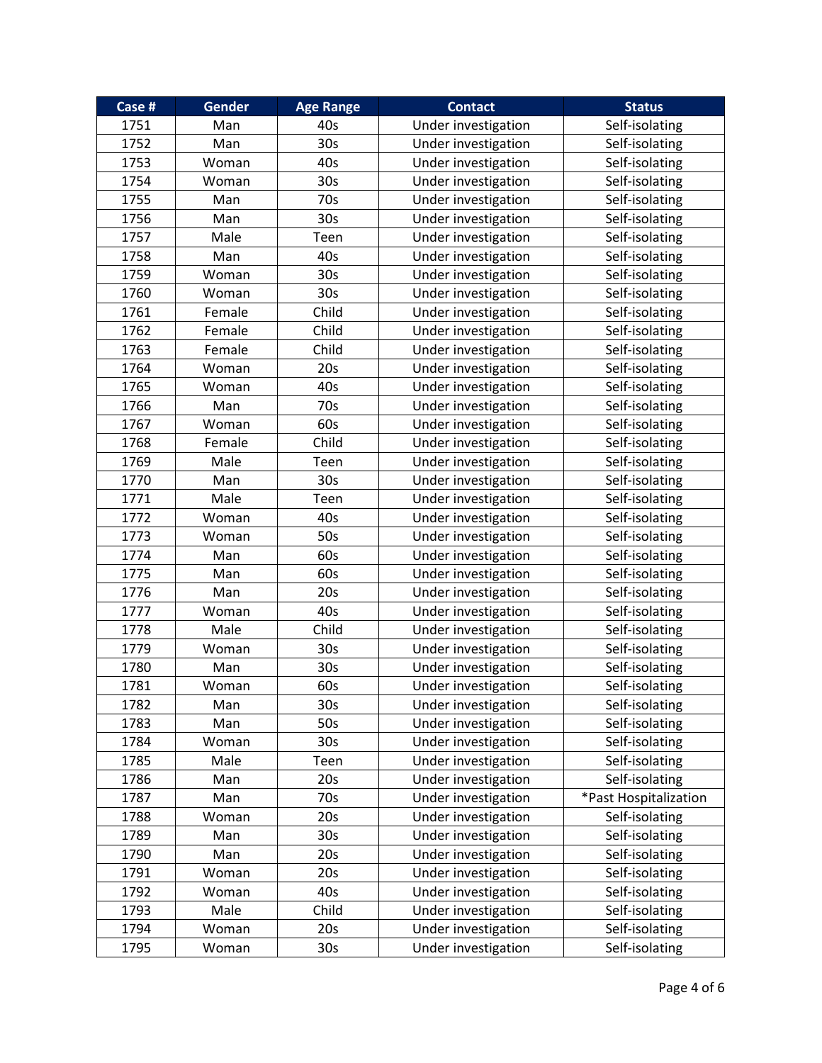| Case # | Gender | Age Range | Contact | Status |
|---|---|---|---|---|
| 1751 | Man | 40s | Under investigation | Self-isolating |
| 1752 | Man | 30s | Under investigation | Self-isolating |
| 1753 | Woman | 40s | Under investigation | Self-isolating |
| 1754 | Woman | 30s | Under investigation | Self-isolating |
| 1755 | Man | 70s | Under investigation | Self-isolating |
| 1756 | Man | 30s | Under investigation | Self-isolating |
| 1757 | Male | Teen | Under investigation | Self-isolating |
| 1758 | Man | 40s | Under investigation | Self-isolating |
| 1759 | Woman | 30s | Under investigation | Self-isolating |
| 1760 | Woman | 30s | Under investigation | Self-isolating |
| 1761 | Female | Child | Under investigation | Self-isolating |
| 1762 | Female | Child | Under investigation | Self-isolating |
| 1763 | Female | Child | Under investigation | Self-isolating |
| 1764 | Woman | 20s | Under investigation | Self-isolating |
| 1765 | Woman | 40s | Under investigation | Self-isolating |
| 1766 | Man | 70s | Under investigation | Self-isolating |
| 1767 | Woman | 60s | Under investigation | Self-isolating |
| 1768 | Female | Child | Under investigation | Self-isolating |
| 1769 | Male | Teen | Under investigation | Self-isolating |
| 1770 | Man | 30s | Under investigation | Self-isolating |
| 1771 | Male | Teen | Under investigation | Self-isolating |
| 1772 | Woman | 40s | Under investigation | Self-isolating |
| 1773 | Woman | 50s | Under investigation | Self-isolating |
| 1774 | Man | 60s | Under investigation | Self-isolating |
| 1775 | Man | 60s | Under investigation | Self-isolating |
| 1776 | Man | 20s | Under investigation | Self-isolating |
| 1777 | Woman | 40s | Under investigation | Self-isolating |
| 1778 | Male | Child | Under investigation | Self-isolating |
| 1779 | Woman | 30s | Under investigation | Self-isolating |
| 1780 | Man | 30s | Under investigation | Self-isolating |
| 1781 | Woman | 60s | Under investigation | Self-isolating |
| 1782 | Man | 30s | Under investigation | Self-isolating |
| 1783 | Man | 50s | Under investigation | Self-isolating |
| 1784 | Woman | 30s | Under investigation | Self-isolating |
| 1785 | Male | Teen | Under investigation | Self-isolating |
| 1786 | Man | 20s | Under investigation | Self-isolating |
| 1787 | Man | 70s | Under investigation | *Past Hospitalization |
| 1788 | Woman | 20s | Under investigation | Self-isolating |
| 1789 | Man | 30s | Under investigation | Self-isolating |
| 1790 | Man | 20s | Under investigation | Self-isolating |
| 1791 | Woman | 20s | Under investigation | Self-isolating |
| 1792 | Woman | 40s | Under investigation | Self-isolating |
| 1793 | Male | Child | Under investigation | Self-isolating |
| 1794 | Woman | 20s | Under investigation | Self-isolating |
| 1795 | Woman | 30s | Under investigation | Self-isolating |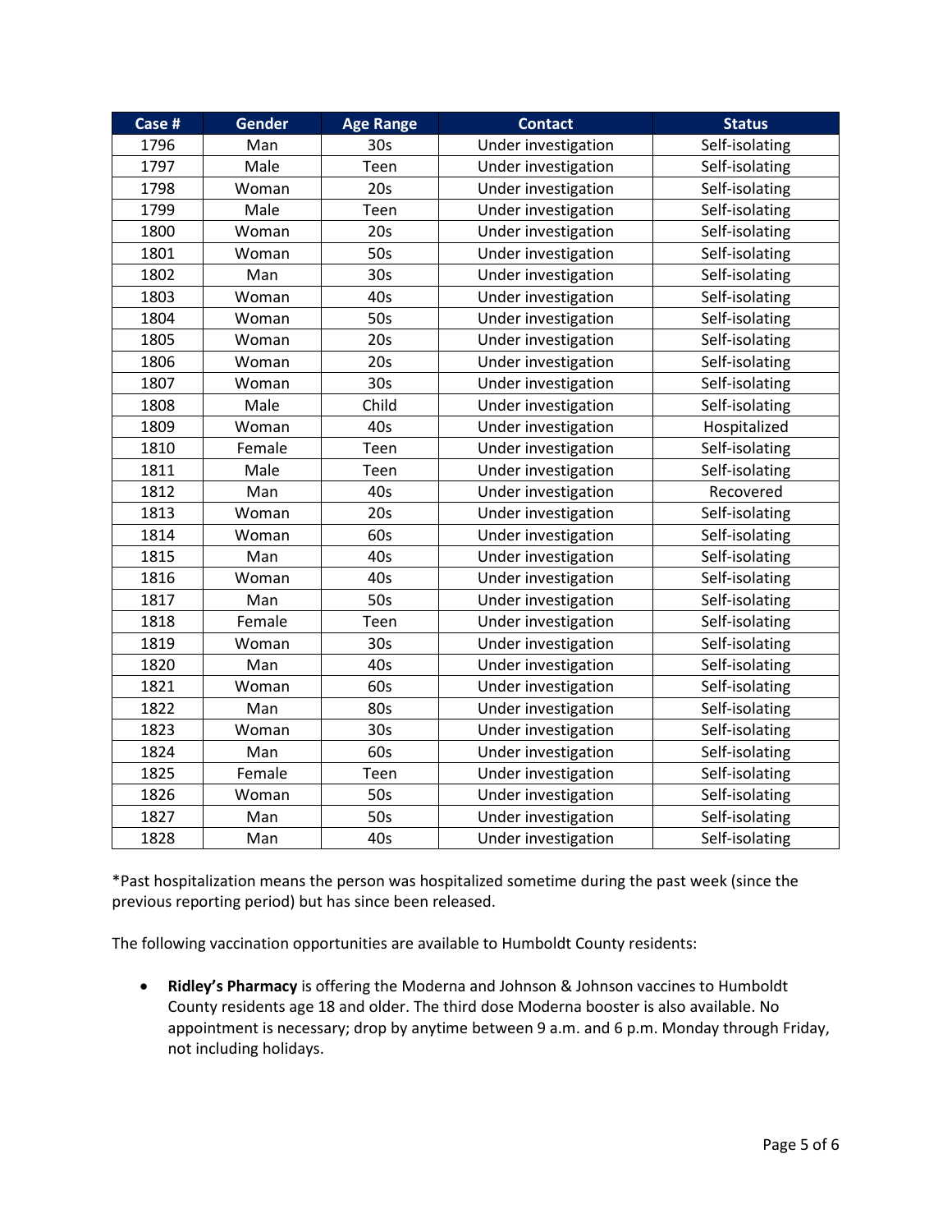| Case # | Gender | Age Range | Contact | Status |
| --- | --- | --- | --- | --- |
| 1796 | Man | 30s | Under investigation | Self-isolating |
| 1797 | Male | Teen | Under investigation | Self-isolating |
| 1798 | Woman | 20s | Under investigation | Self-isolating |
| 1799 | Male | Teen | Under investigation | Self-isolating |
| 1800 | Woman | 20s | Under investigation | Self-isolating |
| 1801 | Woman | 50s | Under investigation | Self-isolating |
| 1802 | Man | 30s | Under investigation | Self-isolating |
| 1803 | Woman | 40s | Under investigation | Self-isolating |
| 1804 | Woman | 50s | Under investigation | Self-isolating |
| 1805 | Woman | 20s | Under investigation | Self-isolating |
| 1806 | Woman | 20s | Under investigation | Self-isolating |
| 1807 | Woman | 30s | Under investigation | Self-isolating |
| 1808 | Male | Child | Under investigation | Self-isolating |
| 1809 | Woman | 40s | Under investigation | Hospitalized |
| 1810 | Female | Teen | Under investigation | Self-isolating |
| 1811 | Male | Teen | Under investigation | Self-isolating |
| 1812 | Man | 40s | Under investigation | Recovered |
| 1813 | Woman | 20s | Under investigation | Self-isolating |
| 1814 | Woman | 60s | Under investigation | Self-isolating |
| 1815 | Man | 40s | Under investigation | Self-isolating |
| 1816 | Woman | 40s | Under investigation | Self-isolating |
| 1817 | Man | 50s | Under investigation | Self-isolating |
| 1818 | Female | Teen | Under investigation | Self-isolating |
| 1819 | Woman | 30s | Under investigation | Self-isolating |
| 1820 | Man | 40s | Under investigation | Self-isolating |
| 1821 | Woman | 60s | Under investigation | Self-isolating |
| 1822 | Man | 80s | Under investigation | Self-isolating |
| 1823 | Woman | 30s | Under investigation | Self-isolating |
| 1824 | Man | 60s | Under investigation | Self-isolating |
| 1825 | Female | Teen | Under investigation | Self-isolating |
| 1826 | Woman | 50s | Under investigation | Self-isolating |
| 1827 | Man | 50s | Under investigation | Self-isolating |
| 1828 | Man | 40s | Under investigation | Self-isolating |

*Past hospitalization means the person was hospitalized sometime during the past week (since the previous reporting period) but has since been released.

The following vaccination opportunities are available to Humboldt County residents:

- **Ridley's Pharmacy** is offering the Moderna and Johnson & Johnson vaccines to Humboldt County residents age 18 and older. The third dose Moderna booster is also available. No appointment is necessary; drop by anytime between 9 a.m. and 6 p.m. Monday through Friday, not including holidays.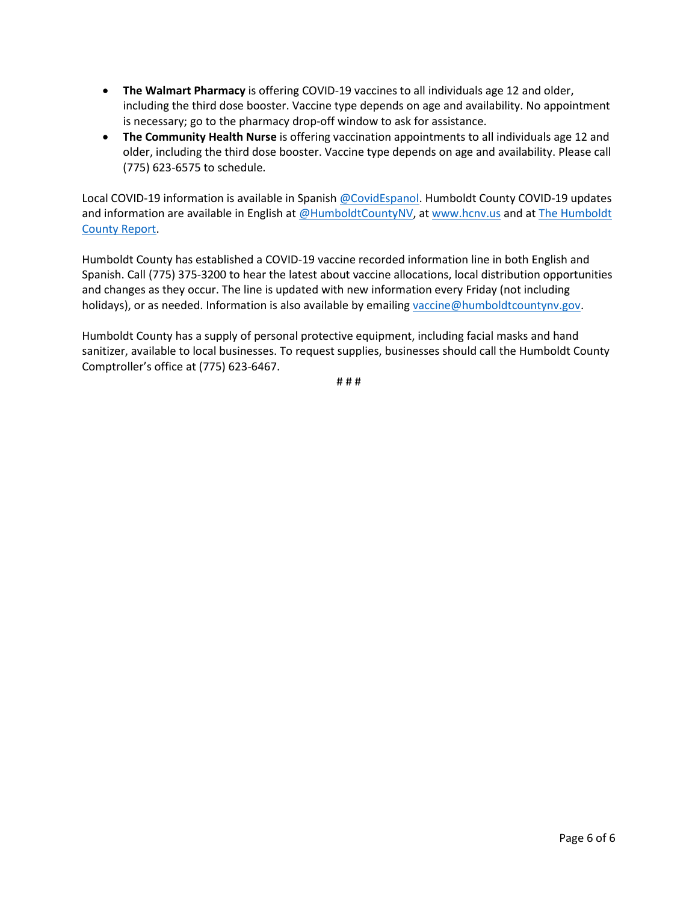- **The Walmart Pharmacy** is offering COVID-19 vaccines to all individuals age 12 and older, including the third dose booster. Vaccine type depends on age and availability. No appointment is necessary; go to the pharmacy drop-off window to ask for assistance.
- **The Community Health Nurse** is offering vaccination appointments to all individuals age 12 and older, including the third dose booster. Vaccine type depends on age and availability. Please call (775) 623-6575 to schedule.

Local COVID-19 information is available in Spanish @CovidEspanol. Humboldt County COVID-19 updates and information are available in English at @HumboldtCountyNV, at www.hcnv.us and at The Humboldt County Report.

Humboldt County has established a COVID-19 vaccine recorded information line in both English and Spanish. Call (775) 375-3200 to hear the latest about vaccine allocations, local distribution opportunities and changes as they occur. The line is updated with new information every Friday (not including holidays), or as needed. Information is also available by emailing vaccine@humboldtcountynv.gov.

Humboldt County has a supply of personal protective equipment, including facial masks and hand sanitizer, available to local businesses. To request supplies, businesses should call the Humboldt County Comptroller's office at (775) 623-6467.

# # #